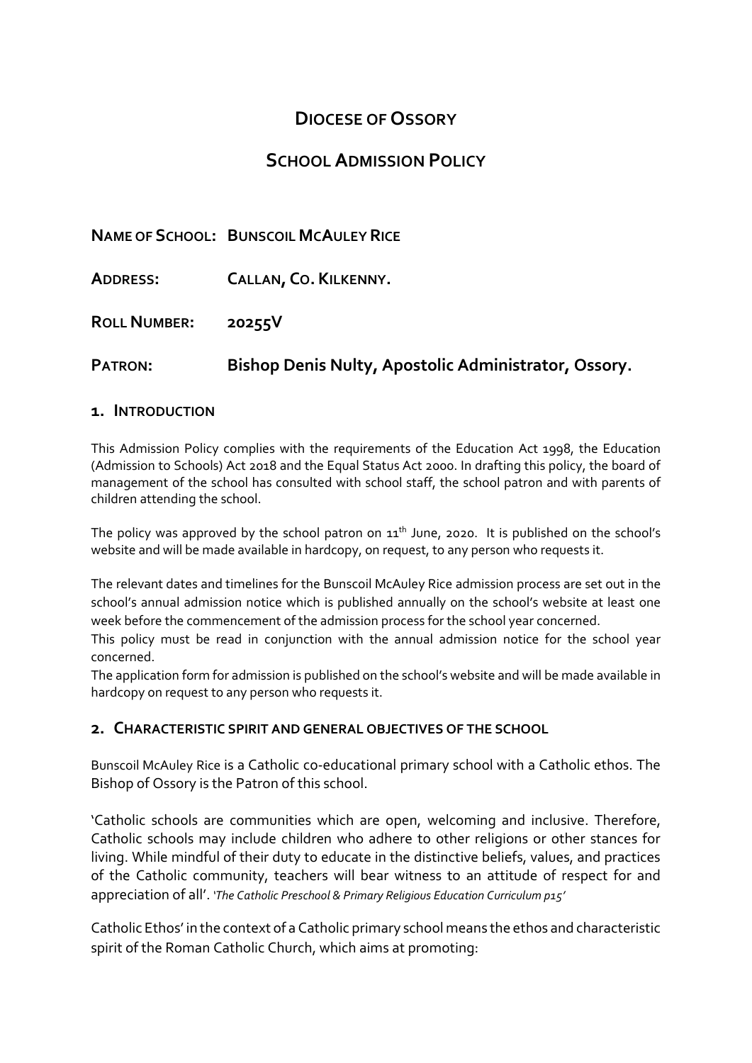# DIOCESE OF OSSORY

# SCHOOL ADMISSION POLICY

**NAME OF SCHOOL: BUNSCOIL MCAULEY RICE**

**ADDRESS: CALLAN, CO. KILKENNY.**

**ROLL NUMBER: 20255V**

**PATRON: Bishop Denis Nulty, Apostolic Administrator, Ossory.**

## 1. INTRODUCTION

This Admission Policy complies with the requirements of the Education Act 1998, the Education (Admission to Schools) Act 2018 and the Equal Status Act 2000. In drafting this policy, the board of management of the school has consulted with school staff, the school patron and with parents of children attending the school.

The policy was approved by the school patron on 11th June, 2020. It is published on the school's website and will be made available in hardcopy, on request, to any person who requests it.

The relevant dates and timelines for the Bunscoil McAuley Rice admission process are set out in the school's annual admission notice which is published annually on the school's website at least one week before the commencement of the admission process for the school year concerned.

This policy must be read in conjunction with the annual admission notice for the school year concerned.

The application form for admission is published on the school's website and will be made available in hardcopy on request to any person who requests it.

## 2. CHARACTERISTIC SPIRIT AND GENERAL OBJECTIVES OF THE SCHOOL

Bunscoil McAuley Rice is a Catholic co-educational primary school with a Catholic ethos. The Bishop of Ossory is the Patron of this school.

'Catholic schools are communities which are open, welcoming and inclusive. Therefore, Catholic schools may include children who adhere to other religions or other stances for living. While mindful of their duty to educate in the distinctive beliefs, values, and practices of the Catholic community, teachers will bear witness to an attitude of respect for and appreciation of all'. '*The Catholic Preschool & Primary Religious Education Curriculum p15*'

Catholic Ethos' in the context of a Catholic primary school means the ethos and characteristic spirit of the Roman Catholic Church, which aims at promoting: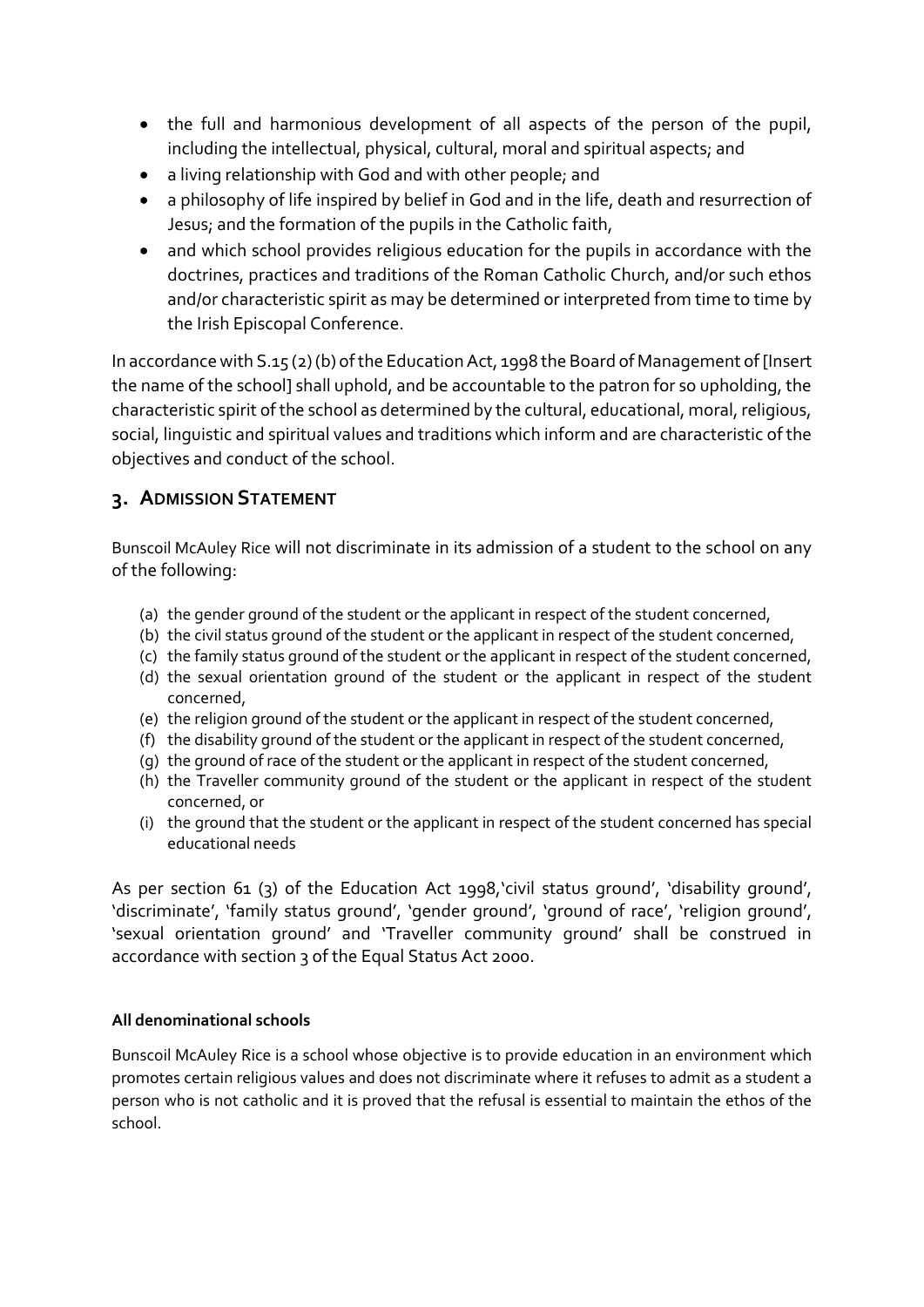- the full and harmonious development of all aspects of the person of the pupil, including the intellectual, physical, cultural, moral and spiritual aspects; and
- a living relationship with God and with other people; and
- a philosophy of life inspired by belief in God and in the life, death and resurrection of Jesus; and the formation of the pupils in the Catholic faith,
- and which school provides religious education for the pupils in accordance with the doctrines, practices and traditions of the Roman Catholic Church, and/or such ethos and/or characteristic spirit as may be determined or interpreted from time to time by the Irish Episcopal Conference.

In accordance with S.15 (2) (b) of the Education Act, 1998 the Board of Management of [Insert the name of the school] shall uphold, and be accountable to the patron for so upholding, the characteristic spirit of the school as determined by the cultural, educational, moral, religious, social, linguistic and spiritual values and traditions which inform and are characteristic of the objectives and conduct of the school.

## 3. ADMISSION STATEMENT

Bunscoil McAuley Rice will not discriminate in its admission of a student to the school on any of the following:

(a) the gender ground of the student or the applicant in respect of the student concerned,
(b) the civil status ground of the student or the applicant in respect of the student concerned,
(c) the family status ground of the student or the applicant in respect of the student concerned,
(d) the sexual orientation ground of the student or the applicant in respect of the student concerned,
(e) the religion ground of the student or the applicant in respect of the student concerned,
(f) the disability ground of the student or the applicant in respect of the student concerned,
(g) the ground of race of the student or the applicant in respect of the student concerned,
(h) the Traveller community ground of the student or the applicant in respect of the student concerned, or
(i) the ground that the student or the applicant in respect of the student concerned has special educational needs

As per section 61 (3) of the Education Act 1998,'civil status ground', 'disability ground', 'discriminate', 'family status ground', 'gender ground', 'ground of race', 'religion ground', 'sexual orientation ground' and 'Traveller community ground' shall be construed in accordance with section 3 of the Equal Status Act 2000.

**All denominational schools**

Bunscoil McAuley Rice is a school whose objective is to provide education in an environment which promotes certain religious values and does not discriminate where it refuses to admit as a student a person who is not catholic and it is proved that the refusal is essential to maintain the ethos of the school.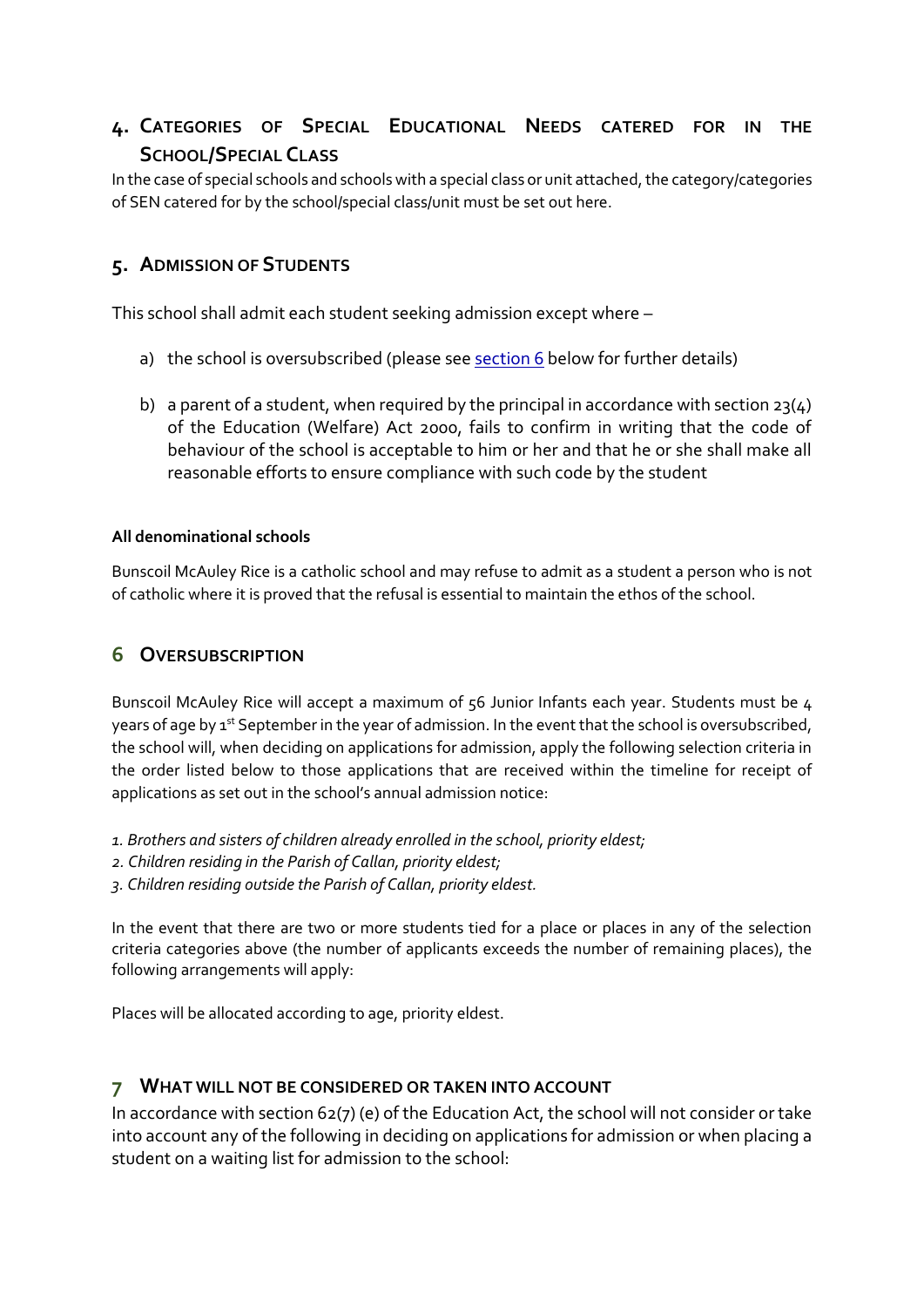## 4. Categories of Special Educational Needs catered for in the School/Special Class

In the case of special schools and schools with a special class or unit attached, the category/categories of SEN catered for by the school/special class/unit must be set out here.

## 5. Admission of Students

This school shall admit each student seeking admission except where –

a) the school is oversubscribed (please see [section 6](#) below for further details)

b) a parent of a student, when required by the principal in accordance with section 23(4) of the Education (Welfare) Act 2000, fails to confirm in writing that the code of behaviour of the school is acceptable to him or her and that he or she shall make all reasonable efforts to ensure compliance with such code by the student

**All denominational schools**

Bunscoil McAuley Rice is a catholic school and may refuse to admit as a student a person who is not of catholic where it is proved that the refusal is essential to maintain the ethos of the school.

## 6 Oversubscription

Bunscoil McAuley Rice will accept a maximum of 56 Junior Infants each year. Students must be 4 years of age by 1st September in the year of admission. In the event that the school is oversubscribed, the school will, when deciding on applications for admission, apply the following selection criteria in the order listed below to those applications that are received within the timeline for receipt of applications as set out in the school's annual admission notice:

*1. Brothers and sisters of children already enrolled in the school, priority eldest;*
*2. Children residing in the Parish of Callan, priority eldest;*
*3. Children residing outside the Parish of Callan, priority eldest.*

In the event that there are two or more students tied for a place or places in any of the selection criteria categories above (the number of applicants exceeds the number of remaining places), the following arrangements will apply:

Places will be allocated according to age, priority eldest.

## 7 What will not be considered or taken into account

In accordance with section 62(7) (e) of the Education Act, the school will not consider or take into account any of the following in deciding on applications for admission or when placing a student on a waiting list for admission to the school: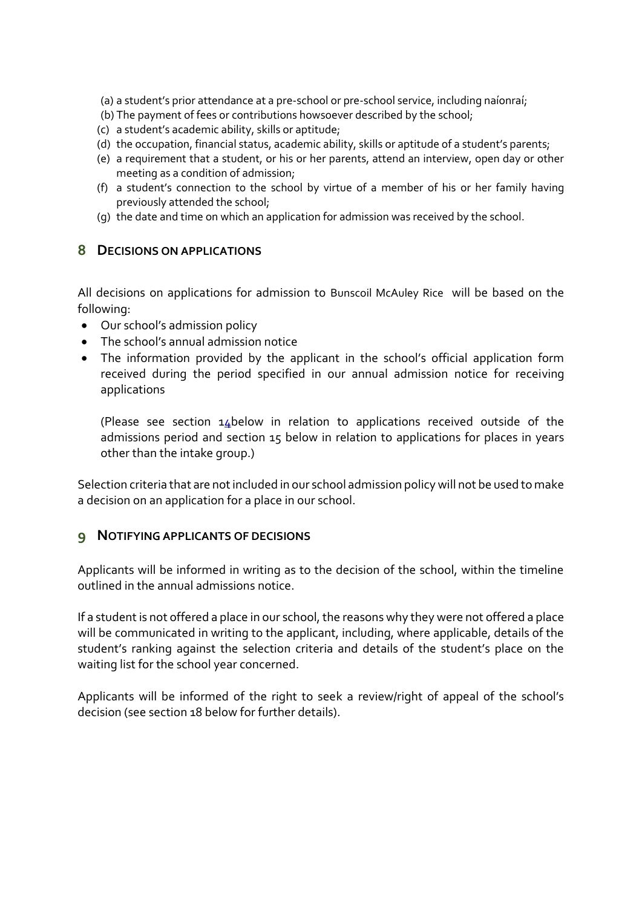(a) a student's prior attendance at a pre-school or pre-school service, including naíonraí;
(b) The payment of fees or contributions howsoever described by the school;
(c) a student's academic ability, skills or aptitude;
(d) the occupation, financial status, academic ability, skills or aptitude of a student's parents;
(e) a requirement that a student, or his or her parents, attend an interview, open day or other meeting as a condition of admission;
(f) a student's connection to the school by virtue of a member of his or her family having previously attended the school;
(g) the date and time on which an application for admission was received by the school.

## 8 DECISIONS ON APPLICATIONS

All decisions on applications for admission to Bunscoil McAuley Rice will be based on the following:

- Our school's admission policy
- The school's annual admission notice
- The information provided by the applicant in the school's official application form received during the period specified in our annual admission notice for receiving applications

  (Please see section 14below in relation to applications received outside of the admissions period and section 15 below in relation to applications for places in years other than the intake group.)

Selection criteria that are not included in our school admission policy will not be used to make a decision on an application for a place in our school.

## 9 NOTIFYING APPLICANTS OF DECISIONS

Applicants will be informed in writing as to the decision of the school, within the timeline outlined in the annual admissions notice.

If a student is not offered a place in our school, the reasons why they were not offered a place will be communicated in writing to the applicant, including, where applicable, details of the student's ranking against the selection criteria and details of the student's place on the waiting list for the school year concerned.

Applicants will be informed of the right to seek a review/right of appeal of the school's decision (see section 18 below for further details).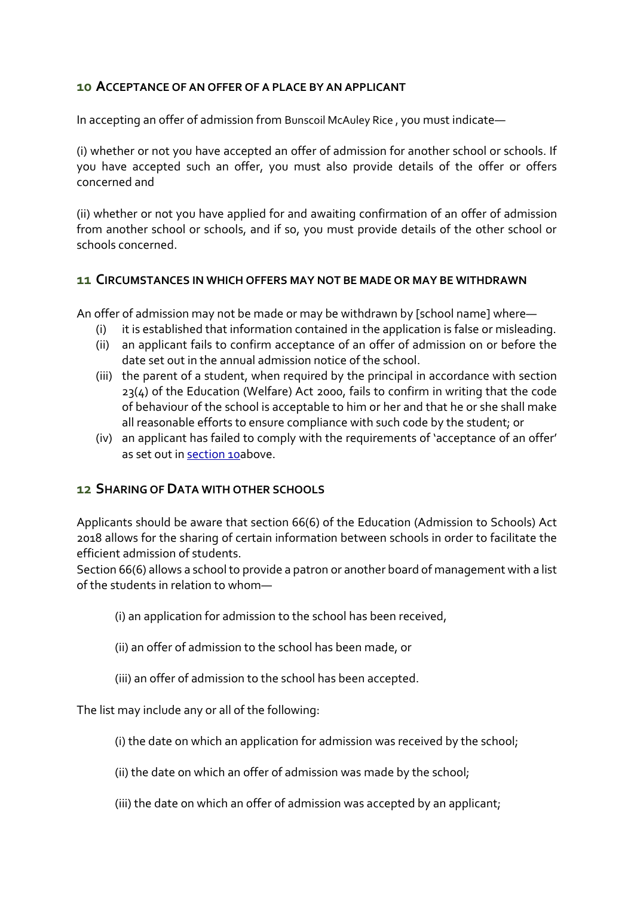## 10 Acceptance of an offer of a place by an applicant

In accepting an offer of admission from Bunscoil McAuley Rice , you must indicate—

(i) whether or not you have accepted an offer of admission for another school or schools. If you have accepted such an offer, you must also provide details of the offer or offers concerned and

(ii) whether or not you have applied for and awaiting confirmation of an offer of admission from another school or schools, and if so, you must provide details of the other school or schools concerned.

## 11 Circumstances in which offers may not be made or may be withdrawn

An offer of admission may not be made or may be withdrawn by [school name] where—

- (i) it is established that information contained in the application is false or misleading.
- (ii) an applicant fails to confirm acceptance of an offer of admission on or before the date set out in the annual admission notice of the school.
- (iii) the parent of a student, when required by the principal in accordance with section 23(4) of the Education (Welfare) Act 2000, fails to confirm in writing that the code of behaviour of the school is acceptable to him or her and that he or she shall make all reasonable efforts to ensure compliance with such code by the student; or
- (iv) an applicant has failed to comply with the requirements of 'acceptance of an offer' as set out in section 10above.

## 12 Sharing of Data with other schools

Applicants should be aware that section 66(6) of the Education (Admission to Schools) Act 2018 allows for the sharing of certain information between schools in order to facilitate the efficient admission of students.

Section 66(6) allows a school to provide a patron or another board of management with a list of the students in relation to whom—

(i) an application for admission to the school has been received,

(ii) an offer of admission to the school has been made, or

(iii) an offer of admission to the school has been accepted.

The list may include any or all of the following:

(i) the date on which an application for admission was received by the school;

(ii) the date on which an offer of admission was made by the school;

(iii) the date on which an offer of admission was accepted by an applicant;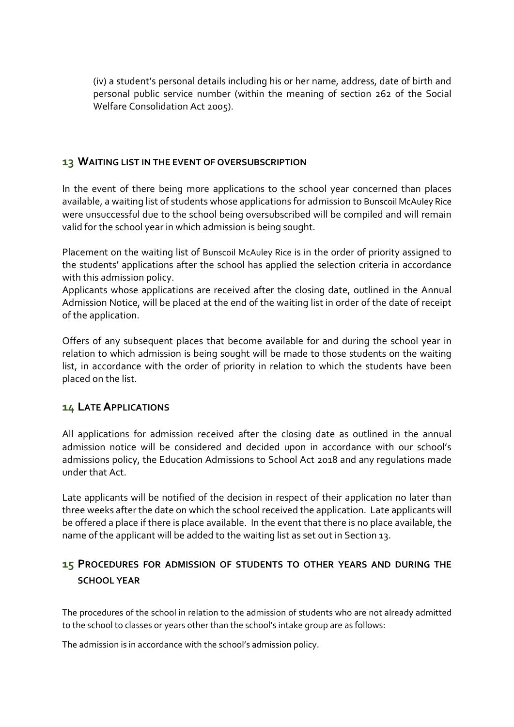(iv) a student's personal details including his or her name, address, date of birth and personal public service number (within the meaning of section 262 of the Social Welfare Consolidation Act 2005).

## 13 WAITING LIST IN THE EVENT OF OVERSUBSCRIPTION

In the event of there being more applications to the school year concerned than places available, a waiting list of students whose applications for admission to Bunscoil McAuley Rice were unsuccessful due to the school being oversubscribed will be compiled and will remain valid for the school year in which admission is being sought.

Placement on the waiting list of Bunscoil McAuley Rice is in the order of priority assigned to the students' applications after the school has applied the selection criteria in accordance with this admission policy.

Applicants whose applications are received after the closing date, outlined in the Annual Admission Notice, will be placed at the end of the waiting list in order of the date of receipt of the application.

Offers of any subsequent places that become available for and during the school year in relation to which admission is being sought will be made to those students on the waiting list, in accordance with the order of priority in relation to which the students have been placed on the list.

## 14 LATE APPLICATIONS

All applications for admission received after the closing date as outlined in the annual admission notice will be considered and decided upon in accordance with our school's admissions policy, the Education Admissions to School Act 2018 and any regulations made under that Act.

Late applicants will be notified of the decision in respect of their application no later than three weeks after the date on which the school received the application. Late applicants will be offered a place if there is place available. In the event that there is no place available, the name of the applicant will be added to the waiting list as set out in Section 13.

## 15 PROCEDURES FOR ADMISSION OF STUDENTS TO OTHER YEARS AND DURING THE SCHOOL YEAR

The procedures of the school in relation to the admission of students who are not already admitted to the school to classes or years other than the school's intake group are as follows:

The admission is in accordance with the school's admission policy.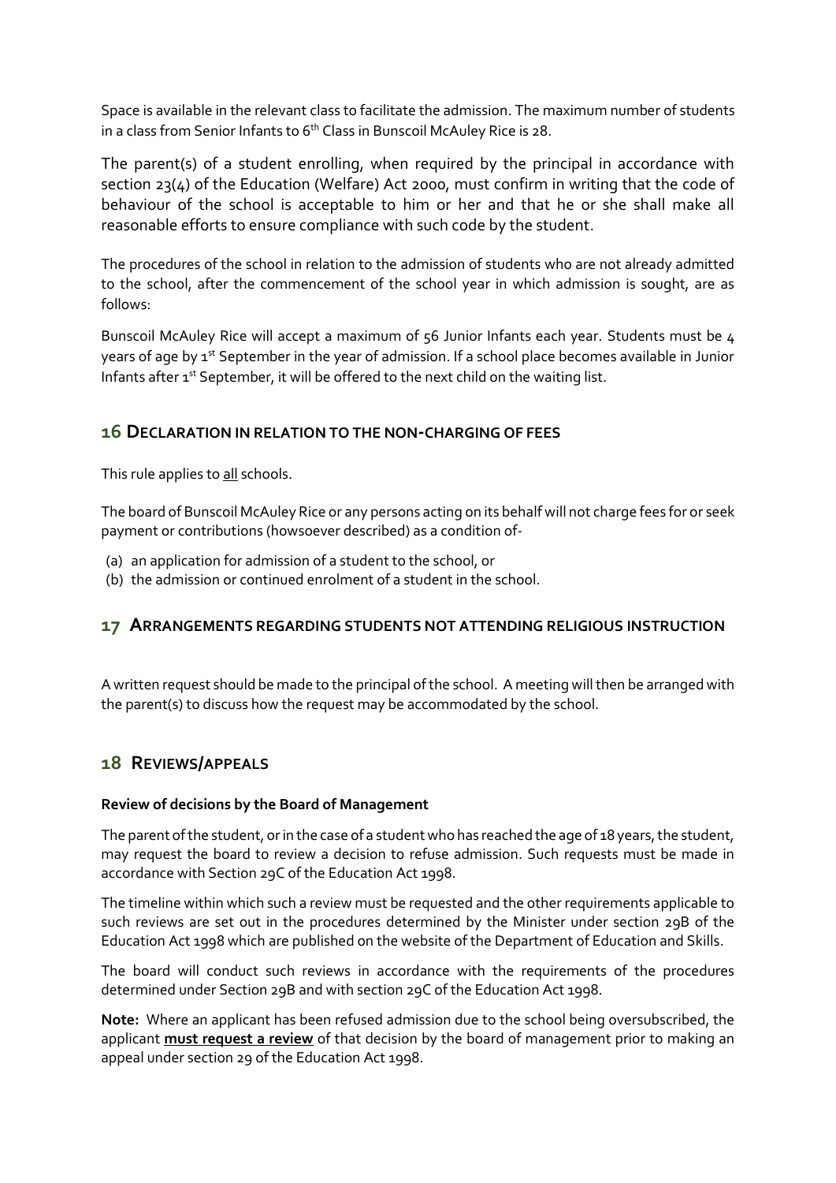Space is available in the relevant class to facilitate the admission. The maximum number of students in a class from Senior Infants to 6th Class in Bunscoil McAuley Rice is 28.

The parent(s) of a student enrolling, when required by the principal in accordance with section 23(4) of the Education (Welfare) Act 2000, must confirm in writing that the code of behaviour of the school is acceptable to him or her and that he or she shall make all reasonable efforts to ensure compliance with such code by the student.

The procedures of the school in relation to the admission of students who are not already admitted to the school, after the commencement of the school year in which admission is sought, are as follows:

Bunscoil McAuley Rice will accept a maximum of 56 Junior Infants each year. Students must be 4 years of age by 1st September in the year of admission. If a school place becomes available in Junior Infants after 1st September, it will be offered to the next child on the waiting list.

## 16 DECLARATION IN RELATION TO THE NON-CHARGING OF FEES

This rule applies to all schools.

The board of Bunscoil McAuley Rice or any persons acting on its behalf will not charge fees for or seek payment or contributions (howsoever described) as a condition of-

(a) an application for admission of a student to the school, or
(b) the admission or continued enrolment of a student in the school.

## 17 ARRANGEMENTS REGARDING STUDENTS NOT ATTENDING RELIGIOUS INSTRUCTION

A written request should be made to the principal of the school. A meeting will then be arranged with the parent(s) to discuss how the request may be accommodated by the school.

## 18 REVIEWS/APPEALS

**Review of decisions by the Board of Management**

The parent of the student, or in the case of a student who has reached the age of 18 years, the student, may request the board to review a decision to refuse admission. Such requests must be made in accordance with Section 29C of the Education Act 1998.

The timeline within which such a review must be requested and the other requirements applicable to such reviews are set out in the procedures determined by the Minister under section 29B of the Education Act 1998 which are published on the website of the Department of Education and Skills.

The board will conduct such reviews in accordance with the requirements of the procedures determined under Section 29B and with section 29C of the Education Act 1998.

**Note:** Where an applicant has been refused admission due to the school being oversubscribed, the applicant **must request a review** of that decision by the board of management prior to making an appeal under section 29 of the Education Act 1998.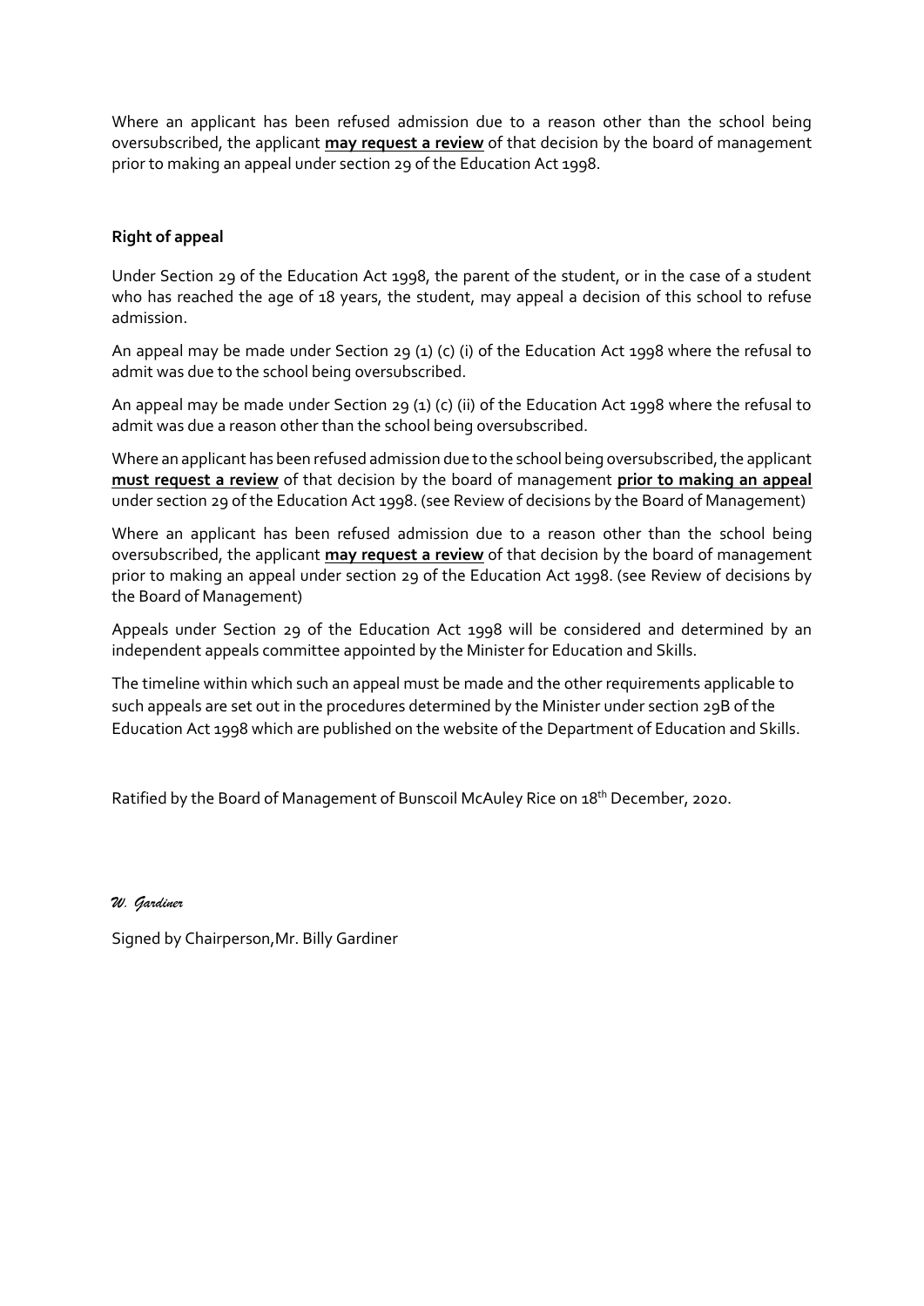Where an applicant has been refused admission due to a reason other than the school being oversubscribed, the applicant **may request a review** of that decision by the board of management prior to making an appeal under section 29 of the Education Act 1998.

**Right of appeal**

Under Section 29 of the Education Act 1998, the parent of the student, or in the case of a student who has reached the age of 18 years, the student, may appeal a decision of this school to refuse admission.

An appeal may be made under Section 29 (1) (c) (i) of the Education Act 1998 where the refusal to admit was due to the school being oversubscribed.

An appeal may be made under Section 29 (1) (c) (ii) of the Education Act 1998 where the refusal to admit was due a reason other than the school being oversubscribed.

Where an applicant has been refused admission due to the school being oversubscribed, the applicant **must request a review** of that decision by the board of management **prior to making an appeal** under section 29 of the Education Act 1998. (see Review of decisions by the Board of Management)

Where an applicant has been refused admission due to a reason other than the school being oversubscribed, the applicant **may request a review** of that decision by the board of management prior to making an appeal under section 29 of the Education Act 1998. (see Review of decisions by the Board of Management)

Appeals under Section 29 of the Education Act 1998 will be considered and determined by an independent appeals committee appointed by the Minister for Education and Skills.

The timeline within which such an appeal must be made and the other requirements applicable to such appeals are set out in the procedures determined by the Minister under section 29B of the Education Act 1998 which are published on the website of the Department of Education and Skills.

Ratified by the Board of Management of Bunscoil McAuley Rice on 18th December, 2020.

*W. Gardiner*

Signed by Chairperson,Mr. Billy Gardiner